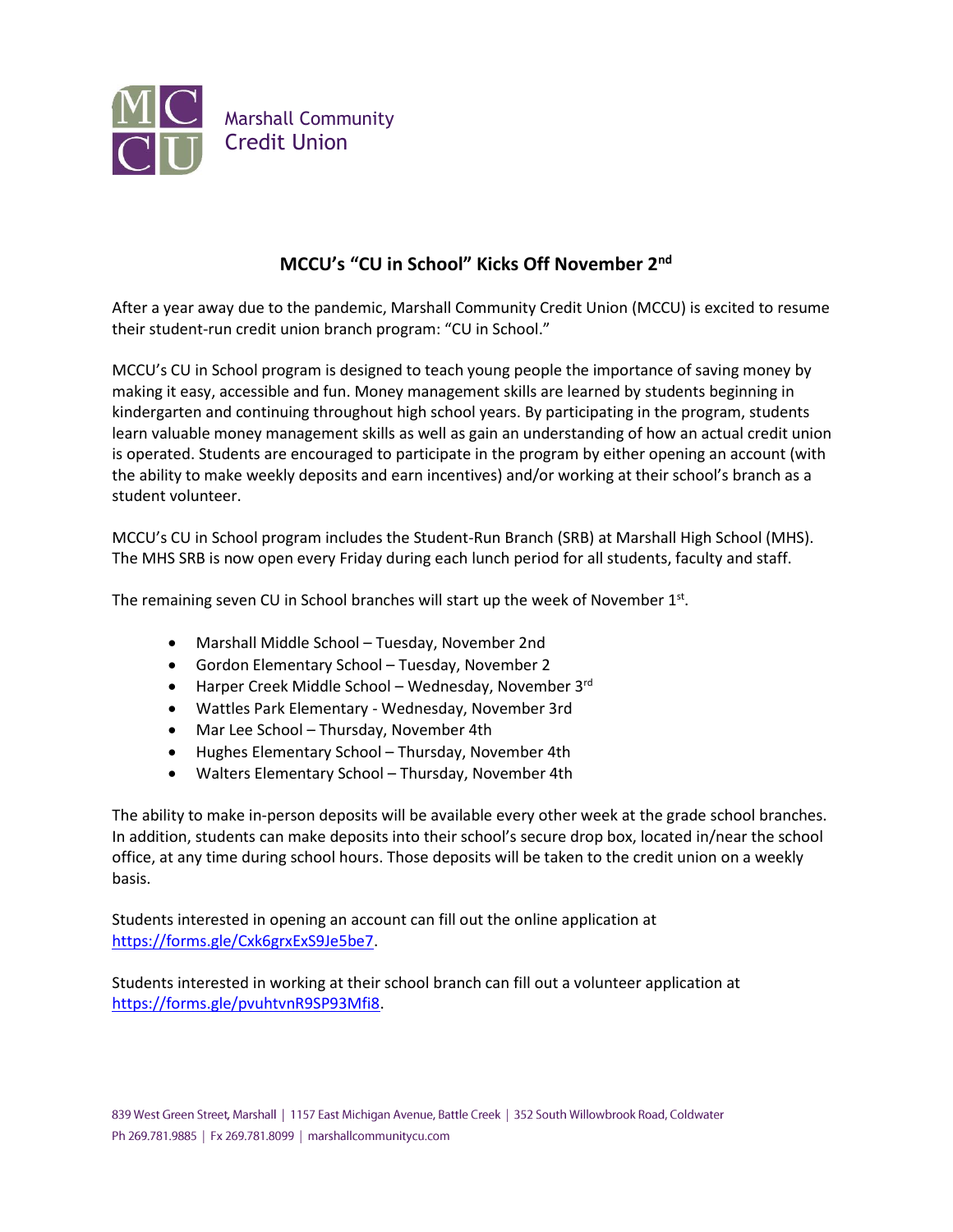Marshall Community Credit Union

# MCCU's "CU in School" Kicks Off November 2nd

After a year away due to the pandemic, Marshall Community Credit Union (MCCU) is excited to resume their student-run credit union branch program: "CU in School."

MCCU's CU in School program is designed to teach young people the importance of saving money by making it easy, accessible and fun. Money management skills are learned by students beginning in kindergarten and continuing throughout high school years. By participating in the program, students learn valuable money management skills as well as gain an understanding of how an actual credit union is operated. Students are encouraged to participate in the program by either opening an account (with the ability to make weekly deposits and earn incentives) and/or working at their school's branch as a student volunteer.

MCCU's CU in School program includes the Student-Run Branch (SRB) at Marshall High School (MHS). The MHS SRB is now open every Friday during each lunch period for all students, faculty and staff.

The remaining seven CU in School branches will start up the week of November 1st.

- Marshall Middle School – Tuesday, November 2nd
- Gordon Elementary School – Tuesday, November 2
- Harper Creek Middle School – Wednesday, November 3rd
- Wattles Park Elementary - Wednesday, November 3rd
- Mar Lee School – Thursday, November 4th
- Hughes Elementary School – Thursday, November 4th
- Walters Elementary School – Thursday, November 4th

The ability to make in-person deposits will be available every other week at the grade school branches. In addition, students can make deposits into their school's secure drop box, located in/near the school office, at any time during school hours. Those deposits will be taken to the credit union on a weekly basis.

Students interested in opening an account can fill out the online application at https://forms.gle/Cxk6grxExS9Je5be7.

Students interested in working at their school branch can fill out a volunteer application at https://forms.gle/pvuhtvnR9SP93Mfi8.

839 West Green Street, Marshall | 1157 East Michigan Avenue, Battle Creek | 352 South Willowbrook Road, Coldwater
Ph 269.781.9885 | Fx 269.781.8099 | marshallcommunitycu.com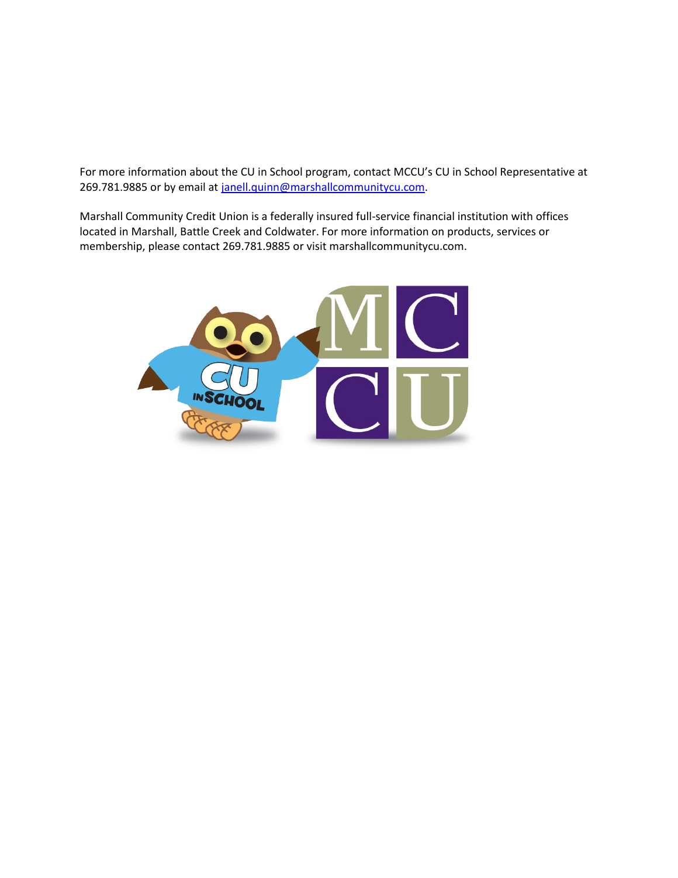For more information about the CU in School program, contact MCCU's CU in School Representative at 269.781.9885 or by email at [janell.quinn@marshallcommunitycu.com](mailto:janell.quinn@marshallcommunitycu.com).

Marshall Community Credit Union is a federally insured full-service financial institution with offices located in Marshall, Battle Creek and Coldwater. For more information on products, services or membership, please contact 269.781.9885 or visit marshallcommunitycu.com.